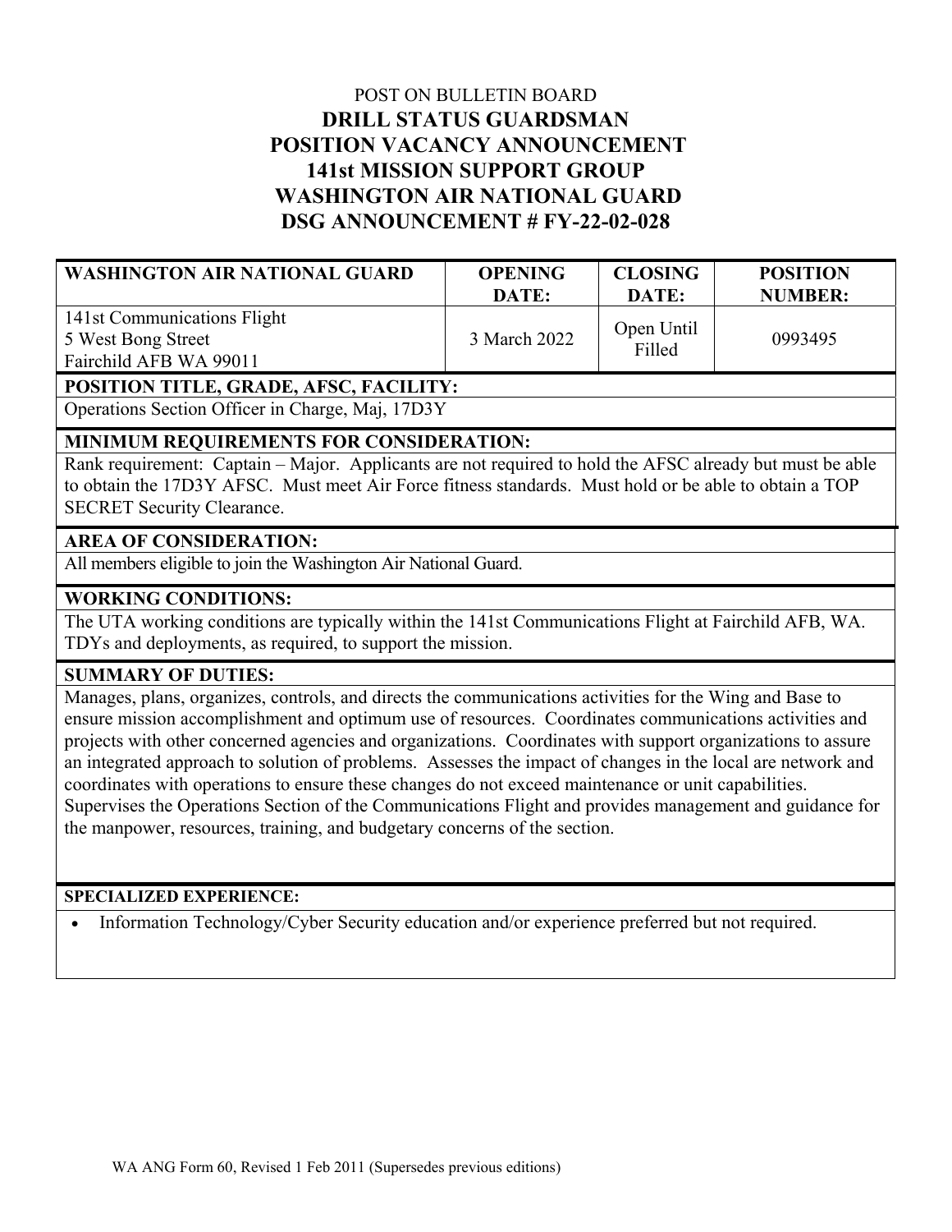POST ON BULLETIN BOARD

# DRILL STATUS GUARDSMAN
# POSITION VACANCY ANNOUNCEMENT
# 141st MISSION SUPPORT GROUP
# WASHINGTON AIR NATIONAL GUARD
# DSG ANNOUNCEMENT # FY-22-02-028

| WASHINGTON AIR NATIONAL GUARD | OPENING DATE: | CLOSING DATE: | POSITION NUMBER: |
|---|---|---|---|
| 141st Communications Flight<br>5 West Bong Street<br>Fairchild AFB WA 99011 | 3 March 2022 | Open Until Filled | 0993495 |

**POSITION TITLE, GRADE, AFSC, FACILITY:**

Operations Section Officer in Charge, Maj, 17D3Y

**MINIMUM REQUIREMENTS FOR CONSIDERATION:**

Rank requirement: Captain – Major. Applicants are not required to hold the AFSC already but must be able to obtain the 17D3Y AFSC. Must meet Air Force fitness standards. Must hold or be able to obtain a TOP SECRET Security Clearance.

**AREA OF CONSIDERATION:**

All members eligible to join the Washington Air National Guard.

**WORKING CONDITIONS:**

The UTA working conditions are typically within the 141st Communications Flight at Fairchild AFB, WA. TDYs and deployments, as required, to support the mission.

**SUMMARY OF DUTIES:**

Manages, plans, organizes, controls, and directs the communications activities for the Wing and Base to ensure mission accomplishment and optimum use of resources. Coordinates communications activities and projects with other concerned agencies and organizations. Coordinates with support organizations to assure an integrated approach to solution of problems. Assesses the impact of changes in the local are network and coordinates with operations to ensure these changes do not exceed maintenance or unit capabilities. Supervises the Operations Section of the Communications Flight and provides management and guidance for the manpower, resources, training, and budgetary concerns of the section.

**SPECIALIZED EXPERIENCE:**

- Information Technology/Cyber Security education and/or experience preferred but not required.

WA ANG Form 60, Revised 1 Feb 2011 (Supersedes previous editions)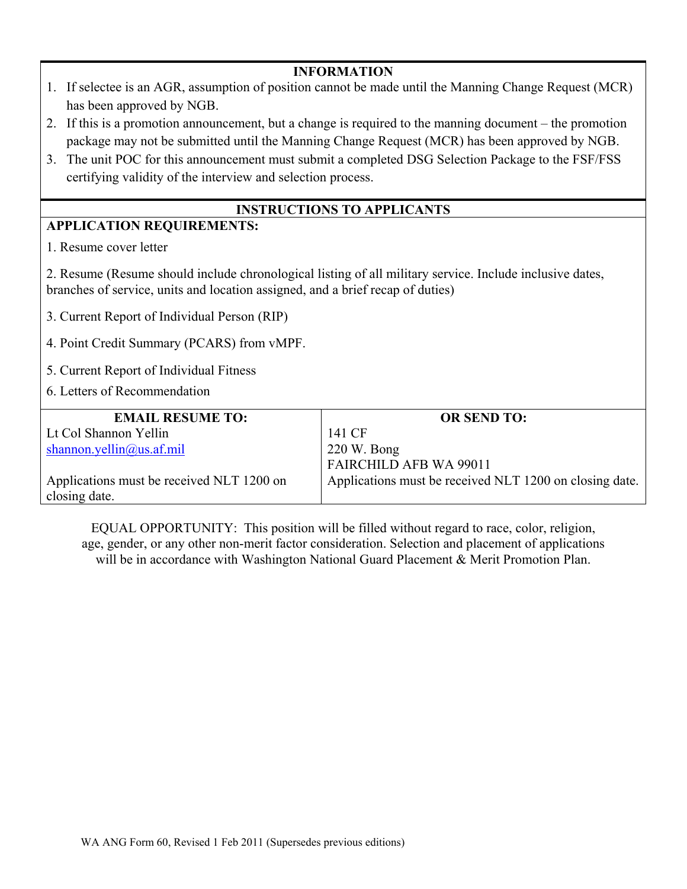## INFORMATION

1. If selectee is an AGR, assumption of position cannot be made until the Manning Change Request (MCR) has been approved by NGB.
2. If this is a promotion announcement, but a change is required to the manning document – the promotion package may not be submitted until the Manning Change Request (MCR) has been approved by NGB.
3. The unit POC for this announcement must submit a completed DSG Selection Package to the FSF/FSS certifying validity of the interview and selection process.

## INSTRUCTIONS TO APPLICANTS

**APPLICATION REQUIREMENTS:**

1. Resume cover letter

2. Resume (Resume should include chronological listing of all military service. Include inclusive dates, branches of service, units and location assigned, and a brief recap of duties)

3. Current Report of Individual Person (RIP)

4. Point Credit Summary (PCARS) from vMPF.

5. Current Report of Individual Fitness

6. Letters of Recommendation

| EMAIL RESUME TO: | OR SEND TO: |
| --- | --- |
| Lt Col Shannon Yellin<br>shannon.yellin@us.af.mil<br><br>Applications must be received NLT 1200 on closing date. | 141 CF<br>220 W. Bong<br>FAIRCHILD AFB WA 99011<br>Applications must be received NLT 1200 on closing date. |

EQUAL OPPORTUNITY: This position will be filled without regard to race, color, religion, age, gender, or any other non-merit factor consideration. Selection and placement of applications will be in accordance with Washington National Guard Placement & Merit Promotion Plan.

WA ANG Form 60, Revised 1 Feb 2011 (Supersedes previous editions)